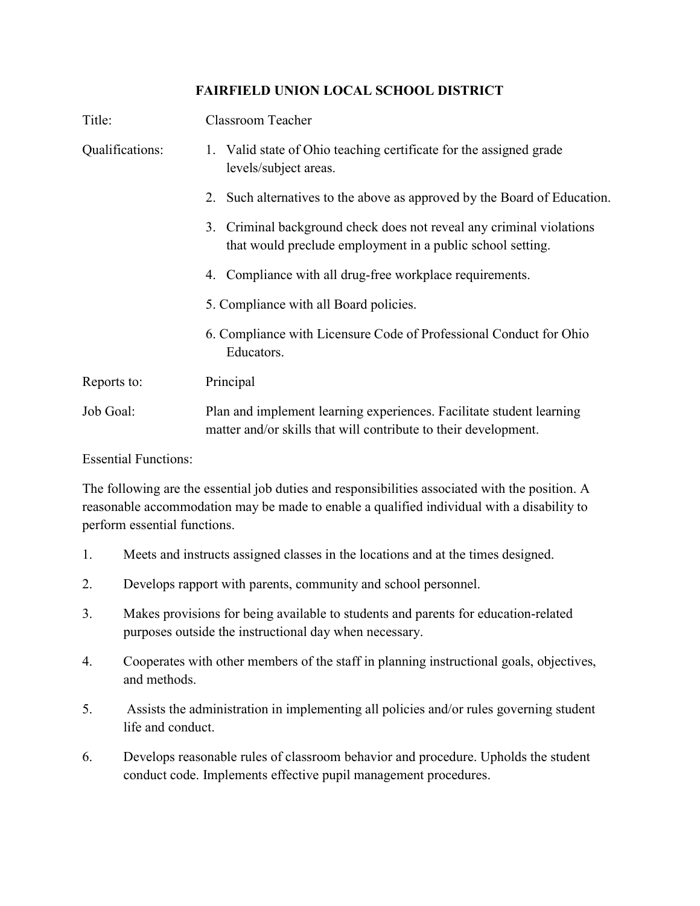# FAIRFIELD UNION LOCAL SCHOOL DISTRICT

**Title:** Classroom Teacher

**Qualifications:**

1. Valid state of Ohio teaching certificate for the assigned grade levels/subject areas.
2. Such alternatives to the above as approved by the Board of Education.
3. Criminal background check does not reveal any criminal violations that would preclude employment in a public school setting.
4. Compliance with all drug-free workplace requirements.
5. Compliance with all Board policies.
6. Compliance with Licensure Code of Professional Conduct for Ohio Educators.

**Reports to:** Principal

**Job Goal:** Plan and implement learning experiences. Facilitate student learning matter and/or skills that will contribute to their development.

Essential Functions:

The following are the essential job duties and responsibilities associated with the position. A reasonable accommodation may be made to enable a qualified individual with a disability to perform essential functions.

1. Meets and instructs assigned classes in the locations and at the times designed.
2. Develops rapport with parents, community and school personnel.
3. Makes provisions for being available to students and parents for education-related purposes outside the instructional day when necessary.
4. Cooperates with other members of the staff in planning instructional goals, objectives, and methods.
5. Assists the administration in implementing all policies and/or rules governing student life and conduct.
6. Develops reasonable rules of classroom behavior and procedure. Upholds the student conduct code. Implements effective pupil management procedures.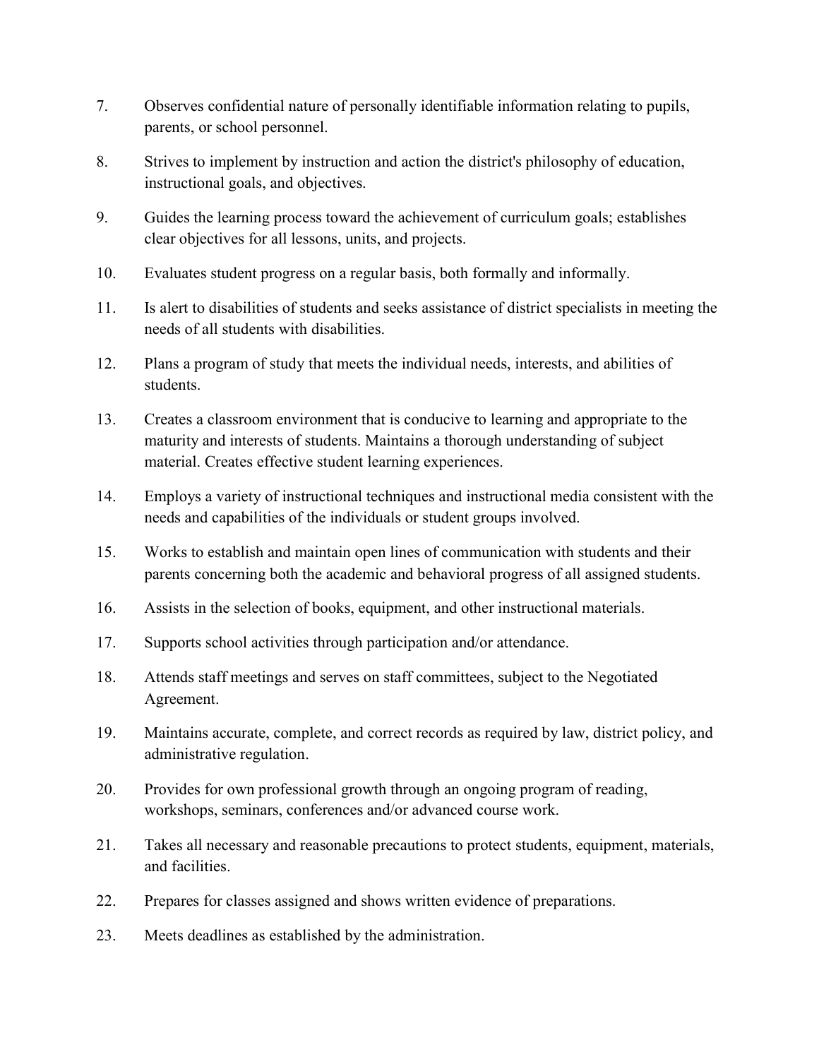7. Observes confidential nature of personally identifiable information relating to pupils, parents, or school personnel.

8. Strives to implement by instruction and action the district's philosophy of education, instructional goals, and objectives.

9. Guides the learning process toward the achievement of curriculum goals; establishes clear objectives for all lessons, units, and projects.

10. Evaluates student progress on a regular basis, both formally and informally.

11. Is alert to disabilities of students and seeks assistance of district specialists in meeting the needs of all students with disabilities.

12. Plans a program of study that meets the individual needs, interests, and abilities of students.

13. Creates a classroom environment that is conducive to learning and appropriate to the maturity and interests of students. Maintains a thorough understanding of subject material. Creates effective student learning experiences.

14. Employs a variety of instructional techniques and instructional media consistent with the needs and capabilities of the individuals or student groups involved.

15. Works to establish and maintain open lines of communication with students and their parents concerning both the academic and behavioral progress of all assigned students.

16. Assists in the selection of books, equipment, and other instructional materials.

17. Supports school activities through participation and/or attendance.

18. Attends staff meetings and serves on staff committees, subject to the Negotiated Agreement.

19. Maintains accurate, complete, and correct records as required by law, district policy, and administrative regulation.

20. Provides for own professional growth through an ongoing program of reading, workshops, seminars, conferences and/or advanced course work.

21. Takes all necessary and reasonable precautions to protect students, equipment, materials, and facilities.

22. Prepares for classes assigned and shows written evidence of preparations.

23. Meets deadlines as established by the administration.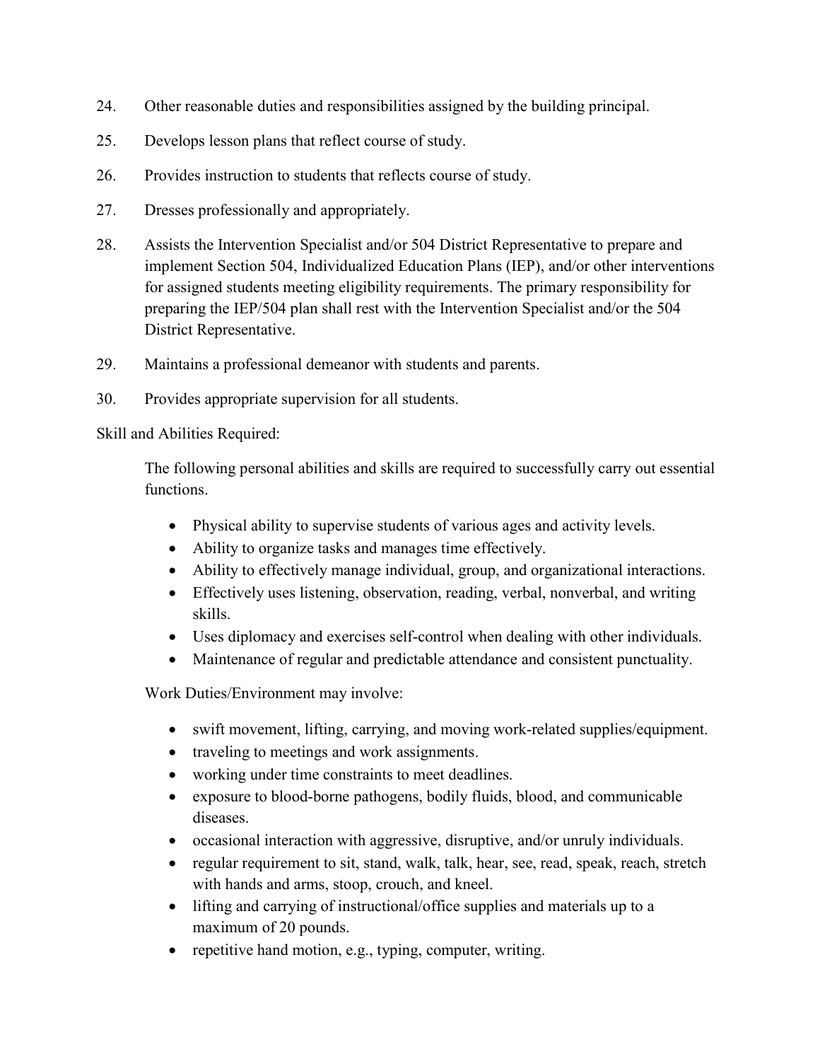24. Other reasonable duties and responsibilities assigned by the building principal.

25. Develops lesson plans that reflect course of study.

26. Provides instruction to students that reflects course of study.

27. Dresses professionally and appropriately.

28. Assists the Intervention Specialist and/or 504 District Representative to prepare and implement Section 504, Individualized Education Plans (IEP), and/or other interventions for assigned students meeting eligibility requirements. The primary responsibility for preparing the IEP/504 plan shall rest with the Intervention Specialist and/or the 504 District Representative.

29. Maintains a professional demeanor with students and parents.

30. Provides appropriate supervision for all students.

Skill and Abilities Required:

The following personal abilities and skills are required to successfully carry out essential functions.

- Physical ability to supervise students of various ages and activity levels.
- Ability to organize tasks and manages time effectively.
- Ability to effectively manage individual, group, and organizational interactions.
- Effectively uses listening, observation, reading, verbal, nonverbal, and writing skills.
- Uses diplomacy and exercises self-control when dealing with other individuals.
- Maintenance of regular and predictable attendance and consistent punctuality.

Work Duties/Environment may involve:

- swift movement, lifting, carrying, and moving work-related supplies/equipment.
- traveling to meetings and work assignments.
- working under time constraints to meet deadlines.
- exposure to blood-borne pathogens, bodily fluids, blood, and communicable diseases.
- occasional interaction with aggressive, disruptive, and/or unruly individuals.
- regular requirement to sit, stand, walk, talk, hear, see, read, speak, reach, stretch with hands and arms, stoop, crouch, and kneel.
- lifting and carrying of instructional/office supplies and materials up to a maximum of 20 pounds.
- repetitive hand motion, e.g., typing, computer, writing.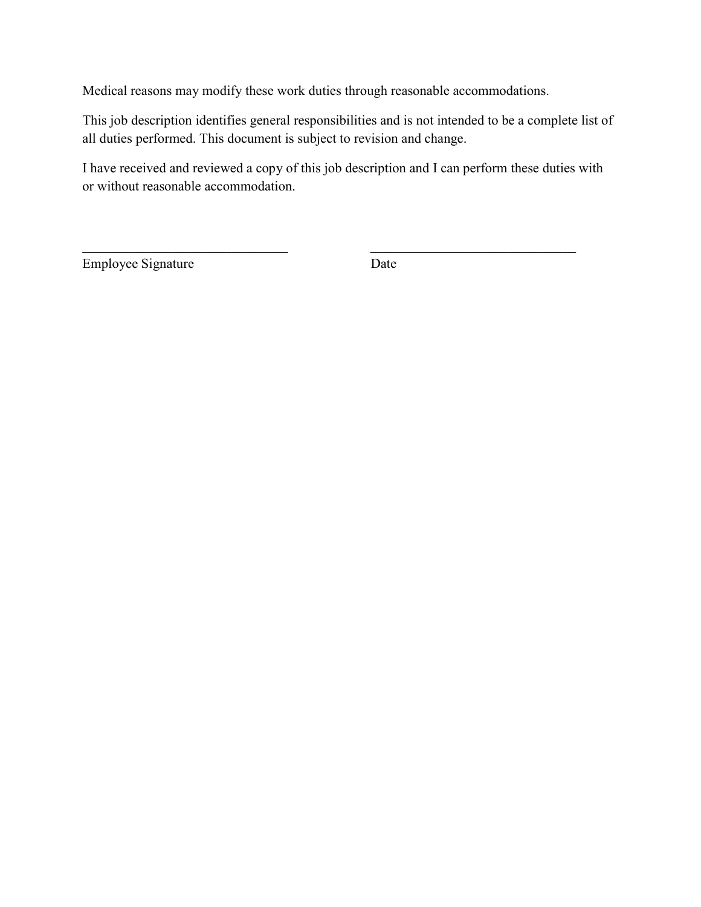Medical reasons may modify these work duties through reasonable accommodations.

This job description identifies general responsibilities and is not intended to be a complete list of all duties performed. This document is subject to revision and change.

I have received and reviewed a copy of this job description and I can perform these duties with or without reasonable accommodation.

| | |
|---|---|
| _______________________________ | _______________________________ |
| Employee Signature | Date |